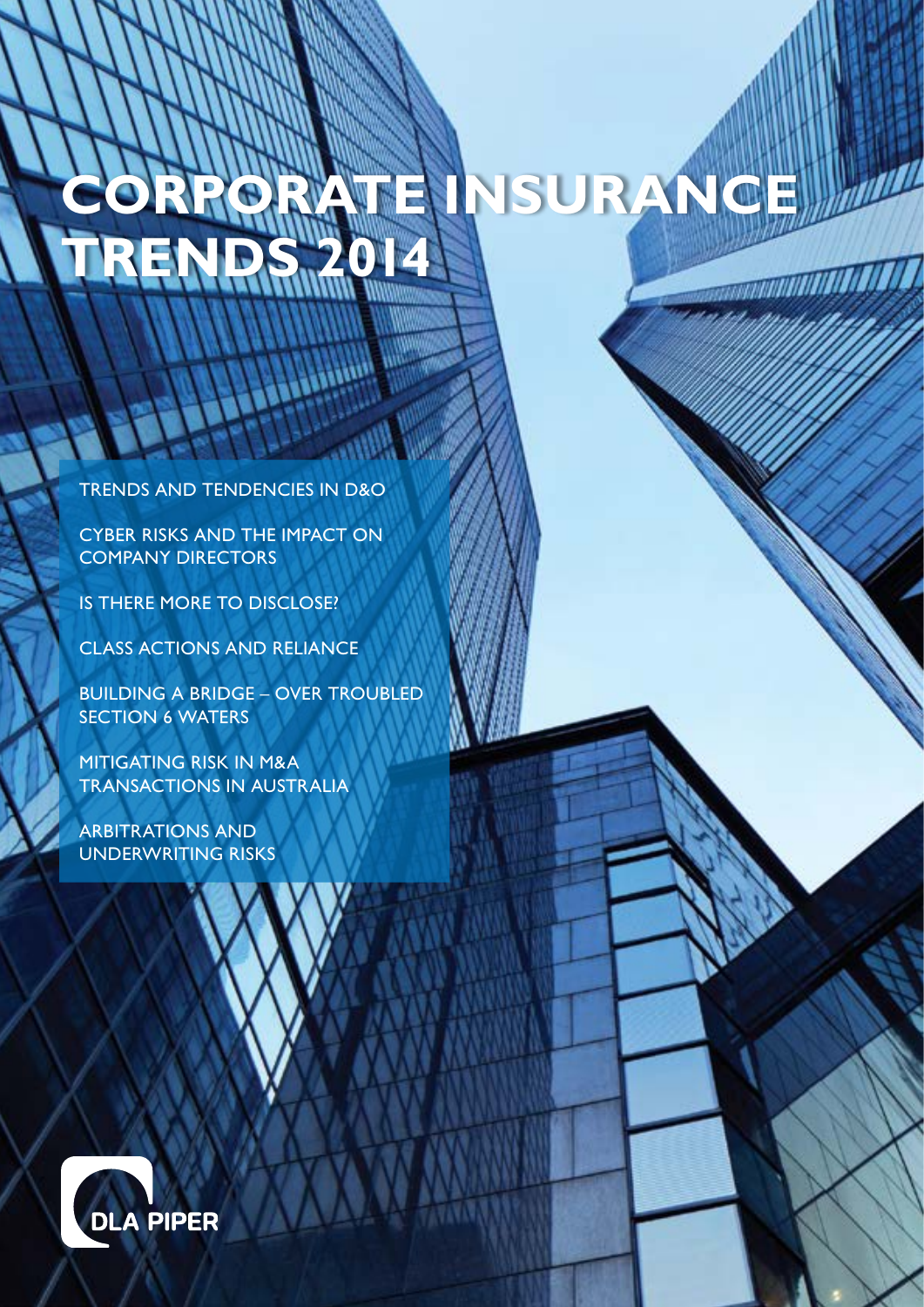# CORPORATE INSURANCE TRENDS 2014

TRENDS AND TENDENCIES IN D&O

CYBER RISKS AND THE IMPACT ON COMPANY DIRECTORS

IS THERE MORE TO DISCLOSE?

CLASS ACTIONS AND RELIANCE

BUILDING A BRIDGE – OVER TROUBLED SECTION 6 WATERS

MITIGATING RISK IN M&A TRANSACTIONS IN AUSTRALIA

ARBITRATIONS AND UNDERWRITING RISKS

DLA PIPER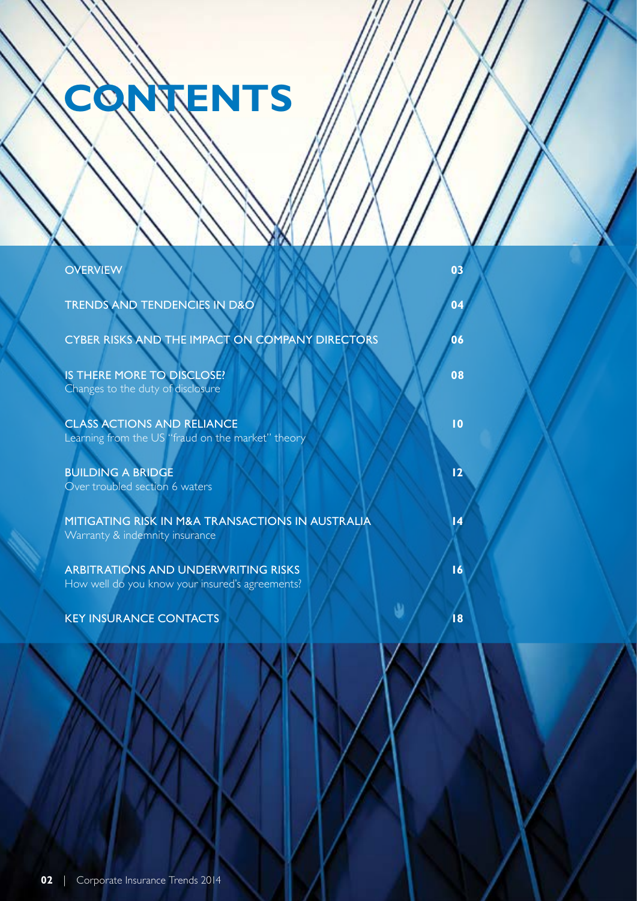# CONTENTS

| | |
|---|---|
| OVERVIEW | 03 |
| TRENDS AND TENDENCIES IN D&O | 04 |
| CYBER RISKS AND THE IMPACT ON COMPANY DIRECTORS | 06 |
| IS THERE MORE TO DISCLOSE?<br>Changes to the duty of disclosure | 08 |
| CLASS ACTIONS AND RELIANCE<br>Learning from the US "fraud on the market" theory | 10 |
| BUILDING A BRIDGE<br>Over troubled section 6 waters | 12 |
| MITIGATING RISK IN M&A TRANSACTIONS IN AUSTRALIA<br>Warranty & indemnity insurance | 14 |
| ARBITRATIONS AND UNDERWRITING RISKS<br>How well do you know your insured's agreements? | 16 |
| KEY INSURANCE CONTACTS | 18 |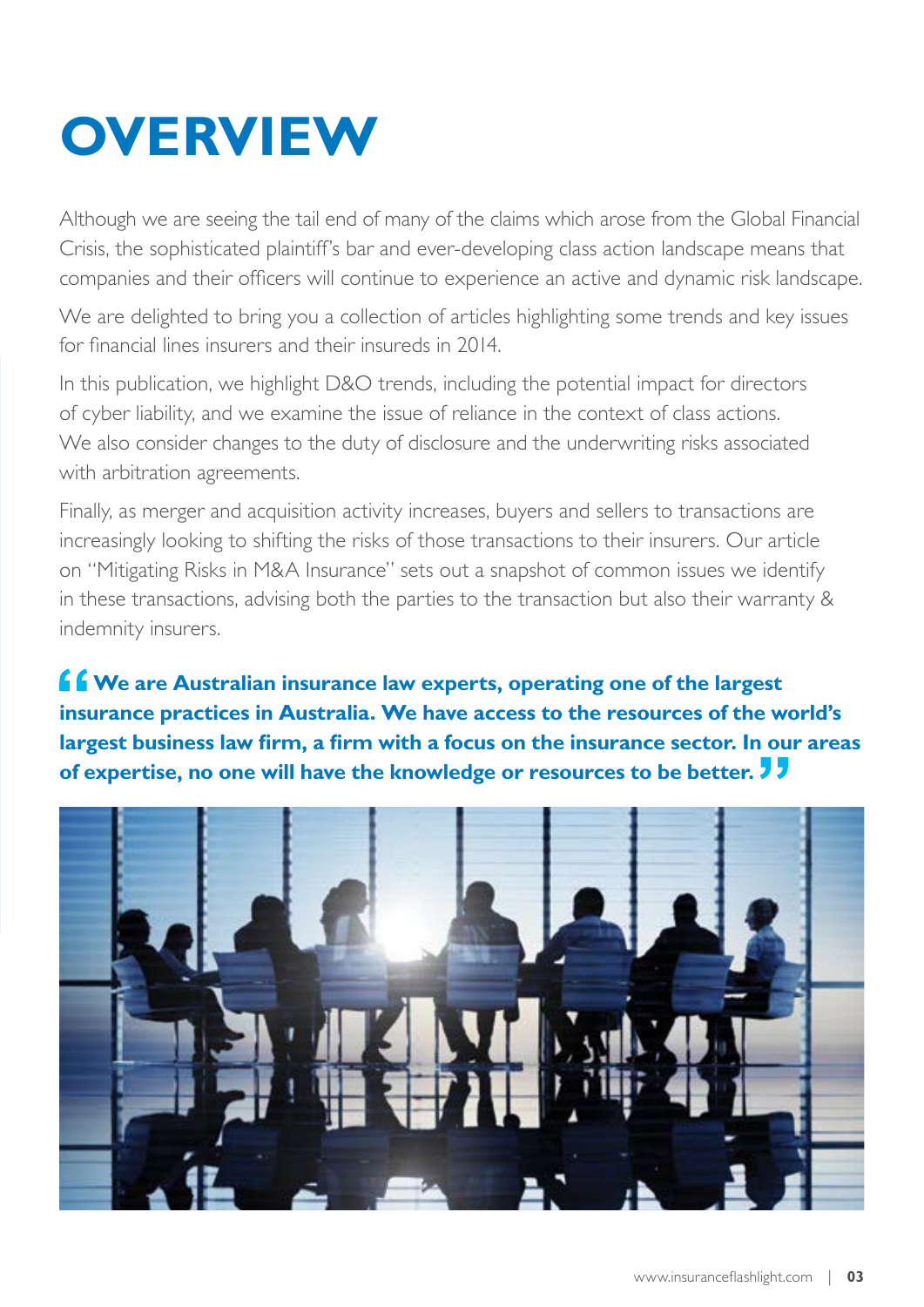# OVERVIEW

Although we are seeing the tail end of many of the claims which arose from the Global Financial Crisis, the sophisticated plaintiff's bar and ever-developing class action landscape means that companies and their officers will continue to experience an active and dynamic risk landscape.

We are delighted to bring you a collection of articles highlighting some trends and key issues for financial lines insurers and their insureds in 2014.

In this publication, we highlight D&O trends, including the potential impact for directors of cyber liability, and we examine the issue of reliance in the context of class actions. We also consider changes to the duty of disclosure and the underwriting risks associated with arbitration agreements.

Finally, as merger and acquisition activity increases, buyers and sellers to transactions are increasingly looking to shifting the risks of those transactions to their insurers. Our article on "Mitigating Risks in M&A Insurance" sets out a snapshot of common issues we identify in these transactions, advising both the parties to the transaction but also their warranty & indemnity insurers.

> **"We are Australian insurance law experts, operating one of the largest insurance practices in Australia. We have access to the resources of the world's largest business law firm, a firm with a focus on the insurance sector. In our areas of expertise, no one will have the knowledge or resources to be better."**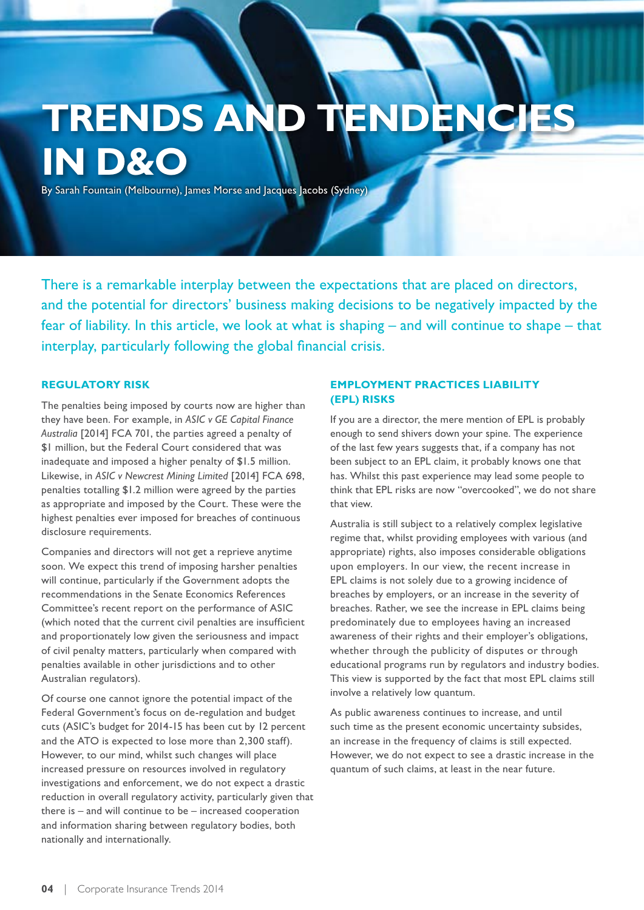# TRENDS AND TENDENCIES IN D&O

By Sarah Fountain (Melbourne), James Morse and Jacques Jacobs (Sydney)

There is a remarkable interplay between the expectations that are placed on directors, and the potential for directors' business making decisions to be negatively impacted by the fear of liability. In this article, we look at what is shaping – and will continue to shape – that interplay, particularly following the global financial crisis.

## REGULATORY RISK

The penalties being imposed by courts now are higher than they have been. For example, in *ASIC v GE Capital Finance Australia* [2014] FCA 701, the parties agreed a penalty of $1 million, but the Federal Court considered that was inadequate and imposed a higher penalty of $1.5 million. Likewise, in *ASIC v Newcrest Mining Limited* [2014] FCA 698, penalties totalling $1.2 million were agreed by the parties as appropriate and imposed by the Court. These were the highest penalties ever imposed for breaches of continuous disclosure requirements.

Companies and directors will not get a reprieve anytime soon. We expect this trend of imposing harsher penalties will continue, particularly if the Government adopts the recommendations in the Senate Economics References Committee's recent report on the performance of ASIC (which noted that the current civil penalties are insufficient and proportionately low given the seriousness and impact of civil penalty matters, particularly when compared with penalties available in other jurisdictions and to other Australian regulators).

Of course one cannot ignore the potential impact of the Federal Government's focus on de-regulation and budget cuts (ASIC's budget for 2014-15 has been cut by 12 percent and the ATO is expected to lose more than 2,300 staff). However, to our mind, whilst such changes will place increased pressure on resources involved in regulatory investigations and enforcement, we do not expect a drastic reduction in overall regulatory activity, particularly given that there is – and will continue to be – increased cooperation and information sharing between regulatory bodies, both nationally and internationally.

## EMPLOYMENT PRACTICES LIABILITY (EPL) RISKS

If you are a director, the mere mention of EPL is probably enough to send shivers down your spine. The experience of the last few years suggests that, if a company has not been subject to an EPL claim, it probably knows one that has. Whilst this past experience may lead some people to think that EPL risks are now "overcooked", we do not share that view.

Australia is still subject to a relatively complex legislative regime that, whilst providing employees with various (and appropriate) rights, also imposes considerable obligations upon employers. In our view, the recent increase in EPL claims is not solely due to a growing incidence of breaches by employers, or an increase in the severity of breaches. Rather, we see the increase in EPL claims being predominately due to employees having an increased awareness of their rights and their employer's obligations, whether through the publicity of disputes or through educational programs run by regulators and industry bodies. This view is supported by the fact that most EPL claims still involve a relatively low quantum.

As public awareness continues to increase, and until such time as the present economic uncertainty subsides, an increase in the frequency of claims is still expected. However, we do not expect to see a drastic increase in the quantum of such claims, at least in the near future.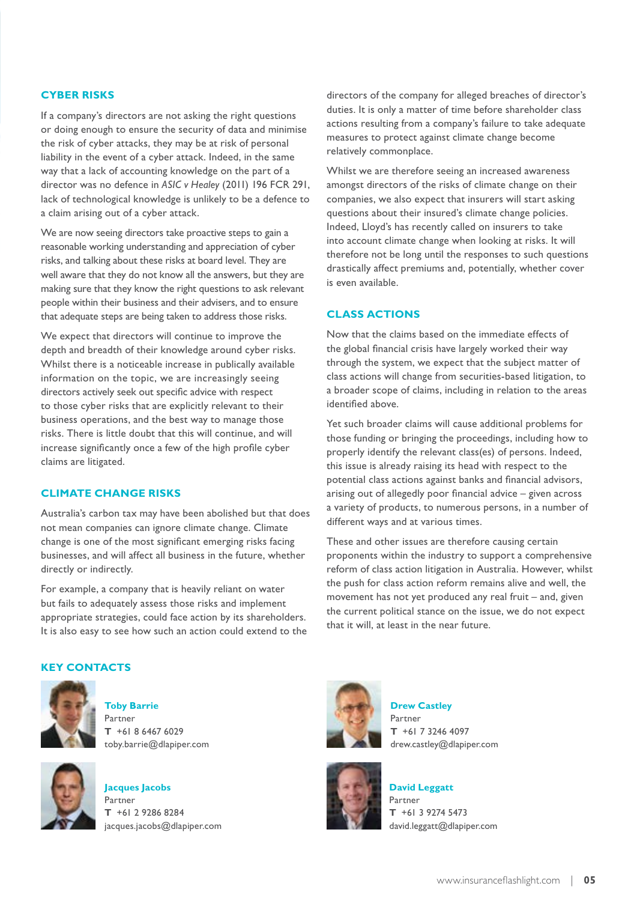## CYBER RISKS

If a company's directors are not asking the right questions or doing enough to ensure the security of data and minimise the risk of cyber attacks, they may be at risk of personal liability in the event of a cyber attack. Indeed, in the same way that a lack of accounting knowledge on the part of a director was no defence in *ASIC v Healey* (2011) 196 FCR 291, lack of technological knowledge is unlikely to be a defence to a claim arising out of a cyber attack.

We are now seeing directors take proactive steps to gain a reasonable working understanding and appreciation of cyber risks, and talking about these risks at board level. They are well aware that they do not know all the answers, but they are making sure that they know the right questions to ask relevant people within their business and their advisers, and to ensure that adequate steps are being taken to address those risks.

We expect that directors will continue to improve the depth and breadth of their knowledge around cyber risks. Whilst there is a noticeable increase in publically available information on the topic, we are increasingly seeing directors actively seek out specific advice with respect to those cyber risks that are explicitly relevant to their business operations, and the best way to manage those risks. There is little doubt that this will continue, and will increase significantly once a few of the high profile cyber claims are litigated.

## CLIMATE CHANGE RISKS

Australia's carbon tax may have been abolished but that does not mean companies can ignore climate change. Climate change is one of the most significant emerging risks facing businesses, and will affect all business in the future, whether directly or indirectly.

For example, a company that is heavily reliant on water but fails to adequately assess those risks and implement appropriate strategies, could face action by its shareholders. It is also easy to see how such an action could extend to the directors of the company for alleged breaches of director's duties. It is only a matter of time before shareholder class actions resulting from a company's failure to take adequate measures to protect against climate change become relatively commonplace.

Whilst we are therefore seeing an increased awareness amongst directors of the risks of climate change on their companies, we also expect that insurers will start asking questions about their insured's climate change policies. Indeed, Lloyd's has recently called on insurers to take into account climate change when looking at risks. It will therefore not be long until the responses to such questions drastically affect premiums and, potentially, whether cover is even available.

## CLASS ACTIONS

Now that the claims based on the immediate effects of the global financial crisis have largely worked their way through the system, we expect that the subject matter of class actions will change from securities-based litigation, to a broader scope of claims, including in relation to the areas identified above.

Yet such broader claims will cause additional problems for those funding or bringing the proceedings, including how to properly identify the relevant class(es) of persons. Indeed, this issue is already raising its head with respect to the potential class actions against banks and financial advisors, arising out of allegedly poor financial advice – given across a variety of products, to numerous persons, in a number of different ways and at various times.

These and other issues are therefore causing certain proponents within the industry to support a comprehensive reform of class action litigation in Australia. However, whilst the push for class action reform remains alive and well, the movement has not yet produced any real fruit – and, given the current political stance on the issue, we do not expect that it will, at least in the near future.

## KEY CONTACTS

**Toby Barrie**
Partner
**T** +61 8 6467 6029
toby.barrie@dlapiper.com

**Drew Castley**
Partner
**T** +61 7 3246 4097
drew.castley@dlapiper.com

**Jacques Jacobs**
Partner
**T** +61 2 9286 8284
jacques.jacobs@dlapiper.com

**David Leggatt**
Partner
**T** +61 3 9274 5473
david.leggatt@dlapiper.com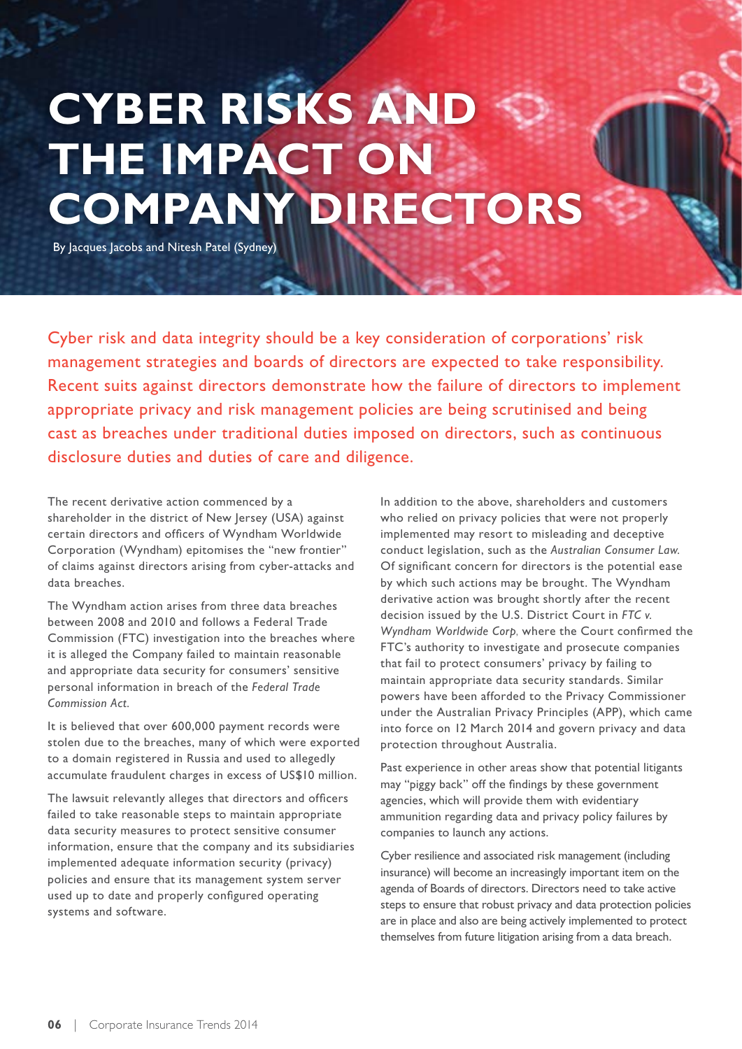# CYBER RISKS AND THE IMPACT ON COMPANY DIRECTORS

By Jacques Jacobs and Nitesh Patel (Sydney)

Cyber risk and data integrity should be a key consideration of corporations' risk management strategies and boards of directors are expected to take responsibility. Recent suits against directors demonstrate how the failure of directors to implement appropriate privacy and risk management policies are being scrutinised and being cast as breaches under traditional duties imposed on directors, such as continuous disclosure duties and duties of care and diligence.

The recent derivative action commenced by a shareholder in the district of New Jersey (USA) against certain directors and officers of Wyndham Worldwide Corporation (Wyndham) epitomises the "new frontier" of claims against directors arising from cyber-attacks and data breaches.

The Wyndham action arises from three data breaches between 2008 and 2010 and follows a Federal Trade Commission (FTC) investigation into the breaches where it is alleged the Company failed to maintain reasonable and appropriate data security for consumers' sensitive personal information in breach of the *Federal Trade Commission Act*.

It is believed that over 600,000 payment records were stolen due to the breaches, many of which were exported to a domain registered in Russia and used to allegedly accumulate fraudulent charges in excess of US$10 million.

The lawsuit relevantly alleges that directors and officers failed to take reasonable steps to maintain appropriate data security measures to protect sensitive consumer information, ensure that the company and its subsidiaries implemented adequate information security (privacy) policies and ensure that its management system server used up to date and properly configured operating systems and software.

In addition to the above, shareholders and customers who relied on privacy policies that were not properly implemented may resort to misleading and deceptive conduct legislation, such as the *Australian Consumer Law*. Of significant concern for directors is the potential ease by which such actions may be brought. The Wyndham derivative action was brought shortly after the recent decision issued by the U.S. District Court in *FTC v. Wyndham Worldwide Corp*, where the Court confirmed the FTC's authority to investigate and prosecute companies that fail to protect consumers' privacy by failing to maintain appropriate data security standards. Similar powers have been afforded to the Privacy Commissioner under the Australian Privacy Principles (APP), which came into force on 12 March 2014 and govern privacy and data protection throughout Australia.

Past experience in other areas show that potential litigants may "piggy back" off the findings by these government agencies, which will provide them with evidentiary ammunition regarding data and privacy policy failures by companies to launch any actions.

Cyber resilience and associated risk management (including insurance) will become an increasingly important item on the agenda of Boards of directors. Directors need to take active steps to ensure that robust privacy and data protection policies are in place and also are being actively implemented to protect themselves from future litigation arising from a data breach.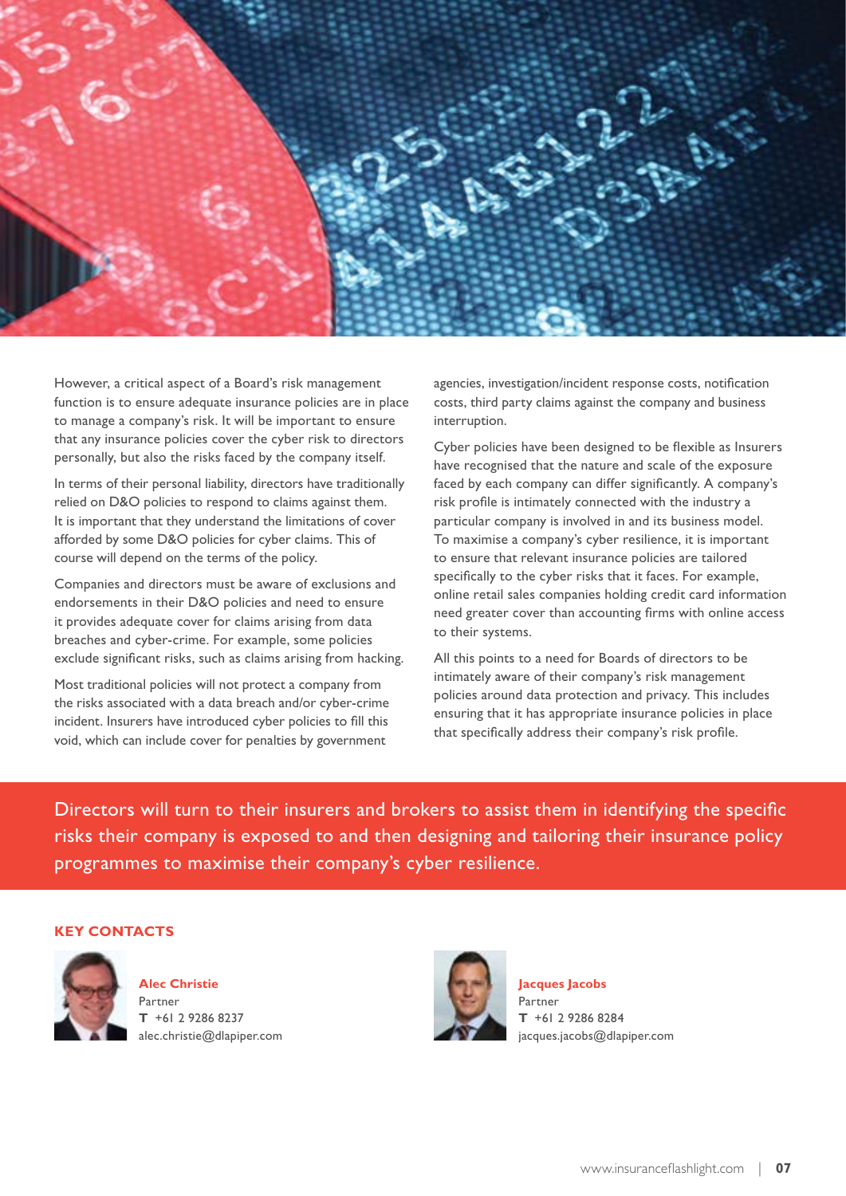However, a critical aspect of a Board's risk management function is to ensure adequate insurance policies are in place to manage a company's risk. It will be important to ensure that any insurance policies cover the cyber risk to directors personally, but also the risks faced by the company itself.

In terms of their personal liability, directors have traditionally relied on D&O policies to respond to claims against them. It is important that they understand the limitations of cover afforded by some D&O policies for cyber claims. This of course will depend on the terms of the policy.

Companies and directors must be aware of exclusions and endorsements in their D&O policies and need to ensure it provides adequate cover for claims arising from data breaches and cyber-crime. For example, some policies exclude significant risks, such as claims arising from hacking.

Most traditional policies will not protect a company from the risks associated with a data breach and/or cyber-crime incident. Insurers have introduced cyber policies to fill this void, which can include cover for penalties by government agencies, investigation/incident response costs, notification costs, third party claims against the company and business interruption.

Cyber policies have been designed to be flexible as Insurers have recognised that the nature and scale of the exposure faced by each company can differ significantly. A company's risk profile is intimately connected with the industry a particular company is involved in and its business model. To maximise a company's cyber resilience, it is important to ensure that relevant insurance policies are tailored specifically to the cyber risks that it faces. For example, online retail sales companies holding credit card information need greater cover than accounting firms with online access to their systems.

All this points to a need for Boards of directors to be intimately aware of their company's risk management policies around data protection and privacy. This includes ensuring that it has appropriate insurance policies in place that specifically address their company's risk profile.

> Directors will turn to their insurers and brokers to assist them in identifying the specific risks their company is exposed to and then designing and tailoring their insurance policy programmes to maximise their company's cyber resilience.

## KEY CONTACTS

**Alec Christie**
Partner
**T** +61 2 9286 8237
alec.christie@dlapiper.com

**Jacques Jacobs**
Partner
**T** +61 2 9286 8284
jacques.jacobs@dlapiper.com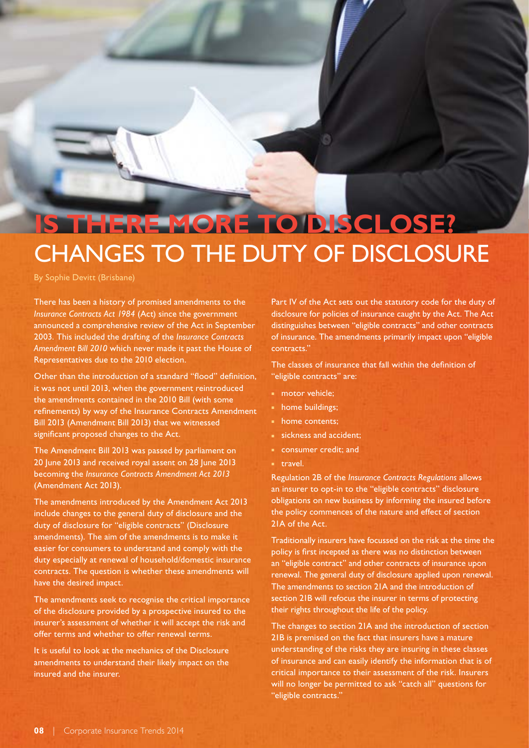# IS THERE MORE TO DISCLOSE?

## CHANGES TO THE DUTY OF DISCLOSURE

By Sophie Devitt (Brisbane)

There has been a history of promised amendments to the *Insurance Contracts Act 1984* (Act) since the government announced a comprehensive review of the Act in September 2003. This included the drafting of the *Insurance Contracts Amendment Bill 2010* which never made it past the House of Representatives due to the 2010 election.

Other than the introduction of a standard "flood" definition, it was not until 2013, when the government reintroduced the amendments contained in the 2010 Bill (with some refinements) by way of the Insurance Contracts Amendment Bill 2013 (Amendment Bill 2013) that we witnessed significant proposed changes to the Act.

The Amendment Bill 2013 was passed by parliament on 20 June 2013 and received royal assent on 28 June 2013 becoming the *Insurance Contracts Amendment Act 2013* (Amendment Act 2013).

The amendments introduced by the Amendment Act 2013 include changes to the general duty of disclosure and the duty of disclosure for "eligible contracts" (Disclosure amendments). The aim of the amendments is to make it easier for consumers to understand and comply with the duty especially at renewal of household/domestic insurance contracts. The question is whether these amendments will have the desired impact.

The amendments seek to recognise the critical importance of the disclosure provided by a prospective insured to the insurer's assessment of whether it will accept the risk and offer terms and whether to offer renewal terms.

It is useful to look at the mechanics of the Disclosure amendments to understand their likely impact on the insured and the insurer.

Part IV of the Act sets out the statutory code for the duty of disclosure for policies of insurance caught by the Act. The Act distinguishes between "eligible contracts" and other contracts of insurance. The amendments primarily impact upon "eligible contracts."

The classes of insurance that fall within the definition of "eligible contracts" are:

- motor vehicle;
- home buildings;
- home contents;
- sickness and accident;
- consumer credit; and
- travel.

Regulation 2B of the *Insurance Contracts Regulations* allows an insurer to opt-in to the "eligible contracts" disclosure obligations on new business by informing the insured before the policy commences of the nature and effect of section 21A of the Act.

Traditionally insurers have focussed on the risk at the time the policy is first incepted as there was no distinction between an "eligible contract" and other contracts of insurance upon renewal. The general duty of disclosure applied upon renewal. The amendments to section 21A and the introduction of section 21B will refocus the insurer in terms of protecting their rights throughout the life of the policy.

The changes to section 21A and the introduction of section 21B is premised on the fact that insurers have a mature understanding of the risks they are insuring in these classes of insurance and can easily identify the information that is of critical importance to their assessment of the risk. Insurers will no longer be permitted to ask "catch all" questions for "eligible contracts."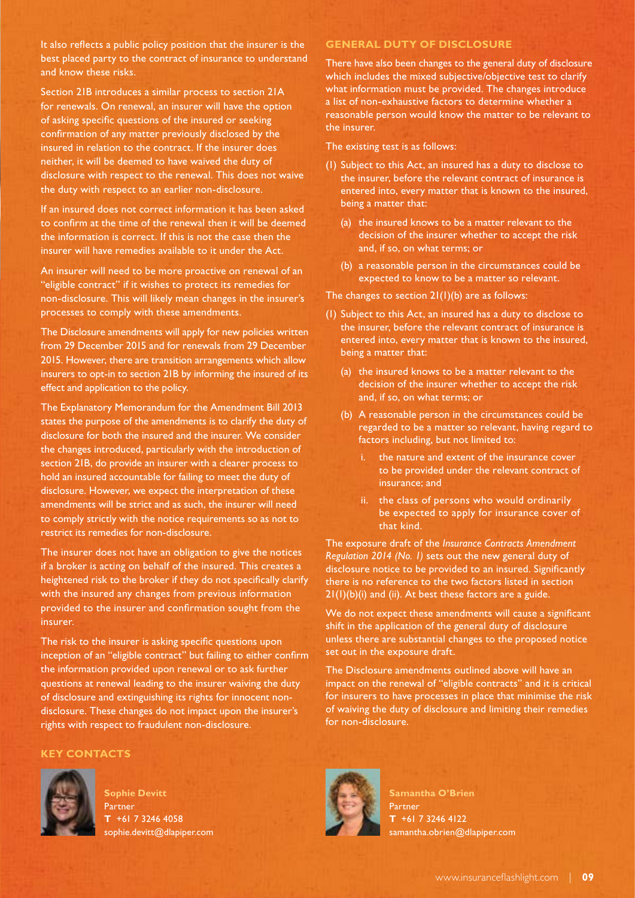It also reflects a public policy position that the insurer is the best placed party to the contract of insurance to understand and know these risks.

Section 21B introduces a similar process to section 21A for renewals. On renewal, an insurer will have the option of asking specific questions of the insured or seeking confirmation of any matter previously disclosed by the insured in relation to the contract. If the insurer does neither, it will be deemed to have waived the duty of disclosure with respect to the renewal. This does not waive the duty with respect to an earlier non-disclosure.

If an insured does not correct information it has been asked to confirm at the time of the renewal then it will be deemed the information is correct. If this is not the case then the insurer will have remedies available to it under the Act.

An insurer will need to be more proactive on renewal of an "eligible contract" if it wishes to protect its remedies for non-disclosure. This will likely mean changes in the insurer's processes to comply with these amendments.

The Disclosure amendments will apply for new policies written from 29 December 2015 and for renewals from 29 December 2015. However, there are transition arrangements which allow insurers to opt-in to section 21B by informing the insured of its effect and application to the policy.

The Explanatory Memorandum for the Amendment Bill 2013 states the purpose of the amendments is to clarify the duty of disclosure for both the insured and the insurer. We consider the changes introduced, particularly with the introduction of section 21B, do provide an insurer with a clearer process to hold an insured accountable for failing to meet the duty of disclosure. However, we expect the interpretation of these amendments will be strict and as such, the insurer will need to comply strictly with the notice requirements so as not to restrict its remedies for non-disclosure.

The insurer does not have an obligation to give the notices if a broker is acting on behalf of the insured. This creates a heightened risk to the broker if they do not specifically clarify with the insured any changes from previous information provided to the insurer and confirmation sought from the insurer.

The risk to the insurer is asking specific questions upon inception of an "eligible contract" but failing to either confirm the information provided upon renewal or to ask further questions at renewal leading to the insurer waiving the duty of disclosure and extinguishing its rights for innocent non-disclosure. These changes do not impact upon the insurer's rights with respect to fraudulent non-disclosure.

## GENERAL DUTY OF DISCLOSURE

There have also been changes to the general duty of disclosure which includes the mixed subjective/objective test to clarify what information must be provided. The changes introduce a list of non-exhaustive factors to determine whether a reasonable person would know the matter to be relevant to the insurer.

The existing test is as follows:

(1) Subject to this Act, an insured has a duty to disclose to the insurer, before the relevant contract of insurance is entered into, every matter that is known to the insured, being a matter that:

 (a) the insured knows to be a matter relevant to the decision of the insurer whether to accept the risk and, if so, on what terms; or

 (b) a reasonable person in the circumstances could be expected to know to be a matter so relevant.

The changes to section 21(1)(b) are as follows:

(1) Subject to this Act, an insured has a duty to disclose to the insurer, before the relevant contract of insurance is entered into, every matter that is known to the insured, being a matter that:

 (a) the insured knows to be a matter relevant to the decision of the insurer whether to accept the risk and, if so, on what terms; or

 (b) A reasonable person in the circumstances could be regarded to be a matter so relevant, having regard to factors including, but not limited to:

  i. the nature and extent of the insurance cover to be provided under the relevant contract of insurance; and

  ii. the class of persons who would ordinarily be expected to apply for insurance cover of that kind.

The exposure draft of the *Insurance Contracts Amendment Regulation 2014 (No. 1)* sets out the new general duty of disclosure notice to be provided to an insured. Significantly there is no reference to the two factors listed in section 21(1)(b)(i) and (ii). At best these factors are a guide.

We do not expect these amendments will cause a significant shift in the application of the general duty of disclosure unless there are substantial changes to the proposed notice set out in the exposure draft.

The Disclosure amendments outlined above will have an impact on the renewal of "eligible contracts" and it is critical for insurers to have processes in place that minimise the risk of waiving the duty of disclosure and limiting their remedies for non-disclosure.

## KEY CONTACTS

**Sophie Devitt**
Partner
**T** +61 7 3246 4058
sophie.devitt@dlapiper.com

**Samantha O'Brien**
Partner
**T** +61 7 3246 4122
samantha.obrien@dlapiper.com

www.insuranceflashlight.com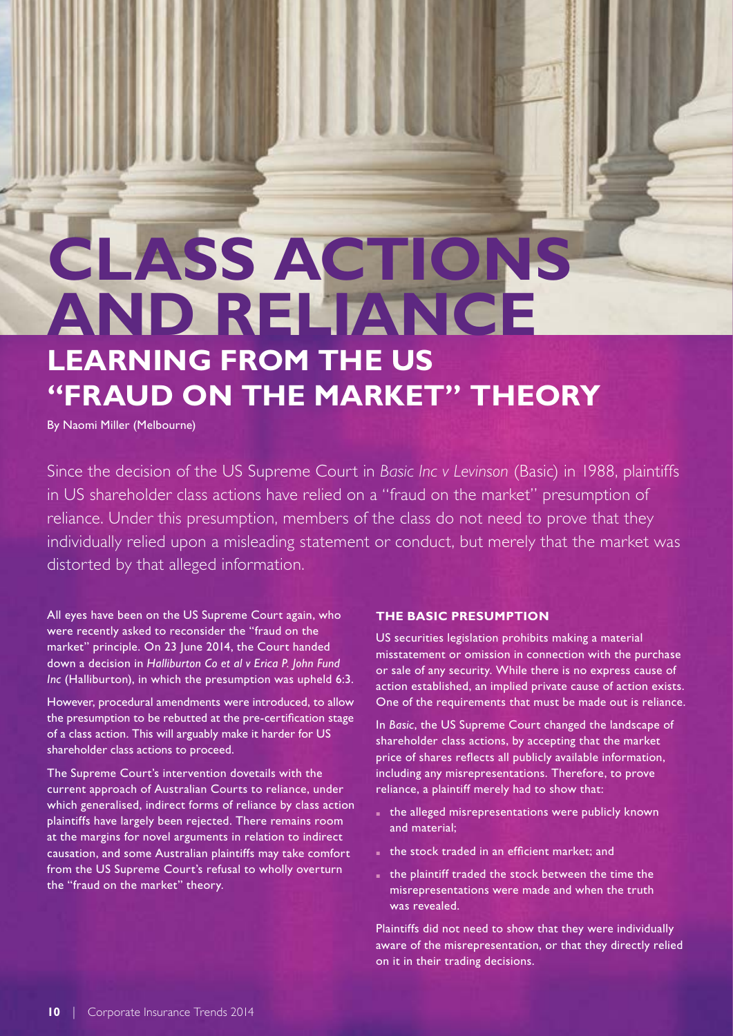# CLASS ACTIONS AND RELIANCE

## LEARNING FROM THE US "FRAUD ON THE MARKET" THEORY

By Naomi Miller (Melbourne)

Since the decision of the US Supreme Court in *Basic Inc v Levinson* (Basic) in 1988, plaintiffs in US shareholder class actions have relied on a "fraud on the market" presumption of reliance. Under this presumption, members of the class do not need to prove that they individually relied upon a misleading statement or conduct, but merely that the market was distorted by that alleged information.

All eyes have been on the US Supreme Court again, who were recently asked to reconsider the "fraud on the market" principle. On 23 June 2014, the Court handed down a decision in *Halliburton Co et al v Erica P. John Fund Inc* (Halliburton), in which the presumption was upheld 6:3.

However, procedural amendments were introduced, to allow the presumption to be rebutted at the pre-certification stage of a class action. This will arguably make it harder for US shareholder class actions to proceed.

The Supreme Court's intervention dovetails with the current approach of Australian Courts to reliance, under which generalised, indirect forms of reliance by class action plaintiffs have largely been rejected. There remains room at the margins for novel arguments in relation to indirect causation, and some Australian plaintiffs may take comfort from the US Supreme Court's refusal to wholly overturn the "fraud on the market" theory.

### THE BASIC PRESUMPTION

US securities legislation prohibits making a material misstatement or omission in connection with the purchase or sale of any security. While there is no express cause of action established, an implied private cause of action exists. One of the requirements that must be made out is reliance.

In *Basic*, the US Supreme Court changed the landscape of shareholder class actions, by accepting that the market price of shares reflects all publicly available information, including any misrepresentations. Therefore, to prove reliance, a plaintiff merely had to show that:

- the alleged misrepresentations were publicly known and material;
- the stock traded in an efficient market; and
- the plaintiff traded the stock between the time the misrepresentations were made and when the truth was revealed.

Plaintiffs did not need to show that they were individually aware of the misrepresentation, or that they directly relied on it in their trading decisions.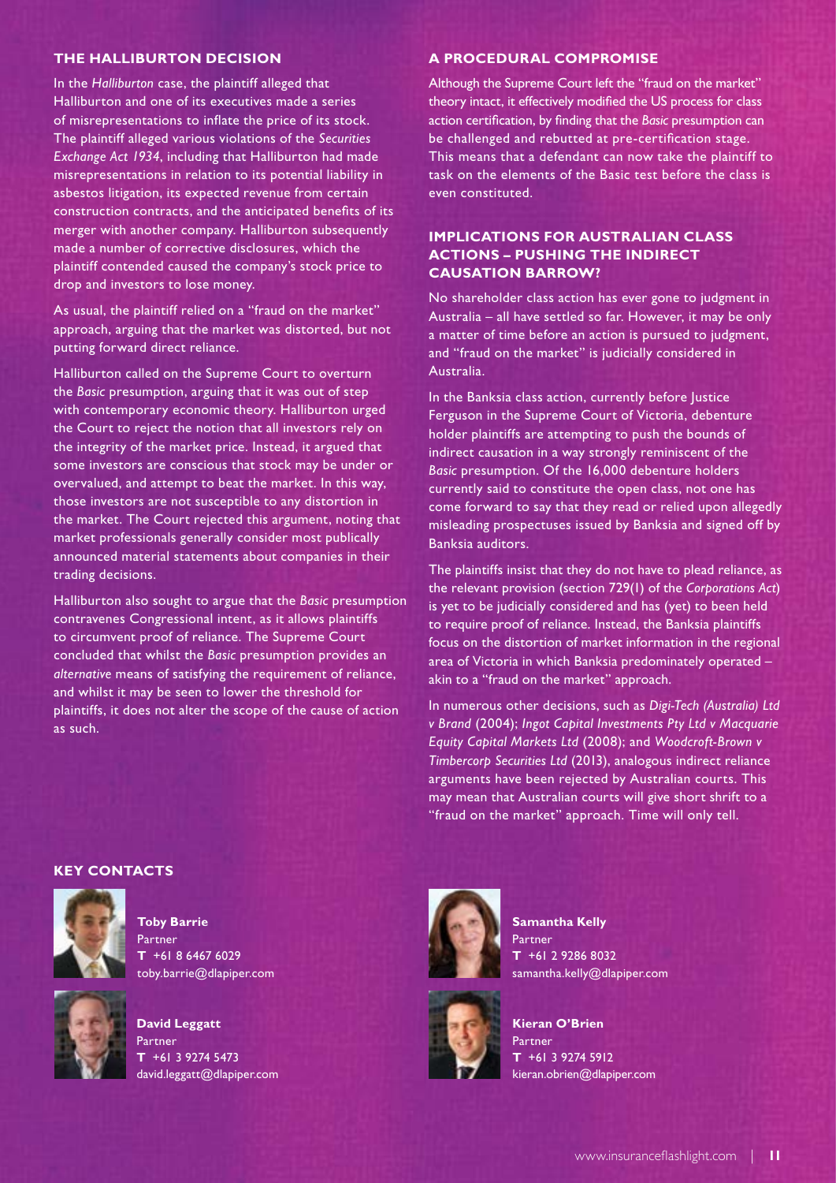## THE HALLIBURTON DECISION

In the *Halliburton* case, the plaintiff alleged that Halliburton and one of its executives made a series of misrepresentations to inflate the price of its stock. The plaintiff alleged various violations of the *Securities Exchange Act 1934*, including that Halliburton had made misrepresentations in relation to its potential liability in asbestos litigation, its expected revenue from certain construction contracts, and the anticipated benefits of its merger with another company. Halliburton subsequently made a number of corrective disclosures, which the plaintiff contended caused the company's stock price to drop and investors to lose money.

As usual, the plaintiff relied on a "fraud on the market" approach, arguing that the market was distorted, but not putting forward direct reliance.

Halliburton called on the Supreme Court to overturn the *Basic* presumption, arguing that it was out of step with contemporary economic theory. Halliburton urged the Court to reject the notion that all investors rely on the integrity of the market price. Instead, it argued that some investors are conscious that stock may be under or overvalued, and attempt to beat the market. In this way, those investors are not susceptible to any distortion in the market. The Court rejected this argument, noting that market professionals generally consider most publically announced material statements about companies in their trading decisions.

Halliburton also sought to argue that the *Basic* presumption contravenes Congressional intent, as it allows plaintiffs to circumvent proof of reliance. The Supreme Court concluded that whilst the *Basic* presumption provides an *alternative* means of satisfying the requirement of reliance, and whilst it may be seen to lower the threshold for plaintiffs, it does not alter the scope of the cause of action as such.

## A PROCEDURAL COMPROMISE

Although the Supreme Court left the "fraud on the market" theory intact, it effectively modified the US process for class action certification, by finding that the *Basic* presumption can be challenged and rebutted at pre-certification stage. This means that a defendant can now take the plaintiff to task on the elements of the Basic test before the class is even constituted.

## IMPLICATIONS FOR AUSTRALIAN CLASS ACTIONS – PUSHING THE INDIRECT CAUSATION BARROW?

No shareholder class action has ever gone to judgment in Australia – all have settled so far. However, it may be only a matter of time before an action is pursued to judgment, and "fraud on the market" is judicially considered in Australia.

In the Banksia class action, currently before Justice Ferguson in the Supreme Court of Victoria, debenture holder plaintiffs are attempting to push the bounds of indirect causation in a way strongly reminiscent of the *Basic* presumption. Of the 16,000 debenture holders currently said to constitute the open class, not one has come forward to say that they read or relied upon allegedly misleading prospectuses issued by Banksia and signed off by Banksia auditors.

The plaintiffs insist that they do not have to plead reliance, as the relevant provision (section 729(1) of the *Corporations Act*) is yet to be judicially considered and has (yet) to been held to require proof of reliance. Instead, the Banksia plaintiffs focus on the distortion of market information in the regional area of Victoria in which Banksia predominately operated – akin to a "fraud on the market" approach.

In numerous other decisions, such as *Digi-Tech (Australia) Ltd v Brand* (2004); *Ingot Capital Investments Pty Ltd v Macquarie Equity Capital Markets Ltd* (2008); and *Woodcroft-Brown v Timbercorp Securities Ltd* (2013), analogous indirect reliance arguments have been rejected by Australian courts. This may mean that Australian courts will give short shrift to a "fraud on the market" approach. Time will only tell.

## KEY CONTACTS

**Toby Barrie**
Partner
**T** +61 8 6467 6029
toby.barrie@dlapiper.com

**David Leggatt**
Partner
**T** +61 3 9274 5473
david.leggatt@dlapiper.com

**Samantha Kelly**
Partner
**T** +61 2 9286 8032
samantha.kelly@dlapiper.com

**Kieran O'Brien**
Partner
**T** +61 3 9274 5912
kieran.obrien@dlapiper.com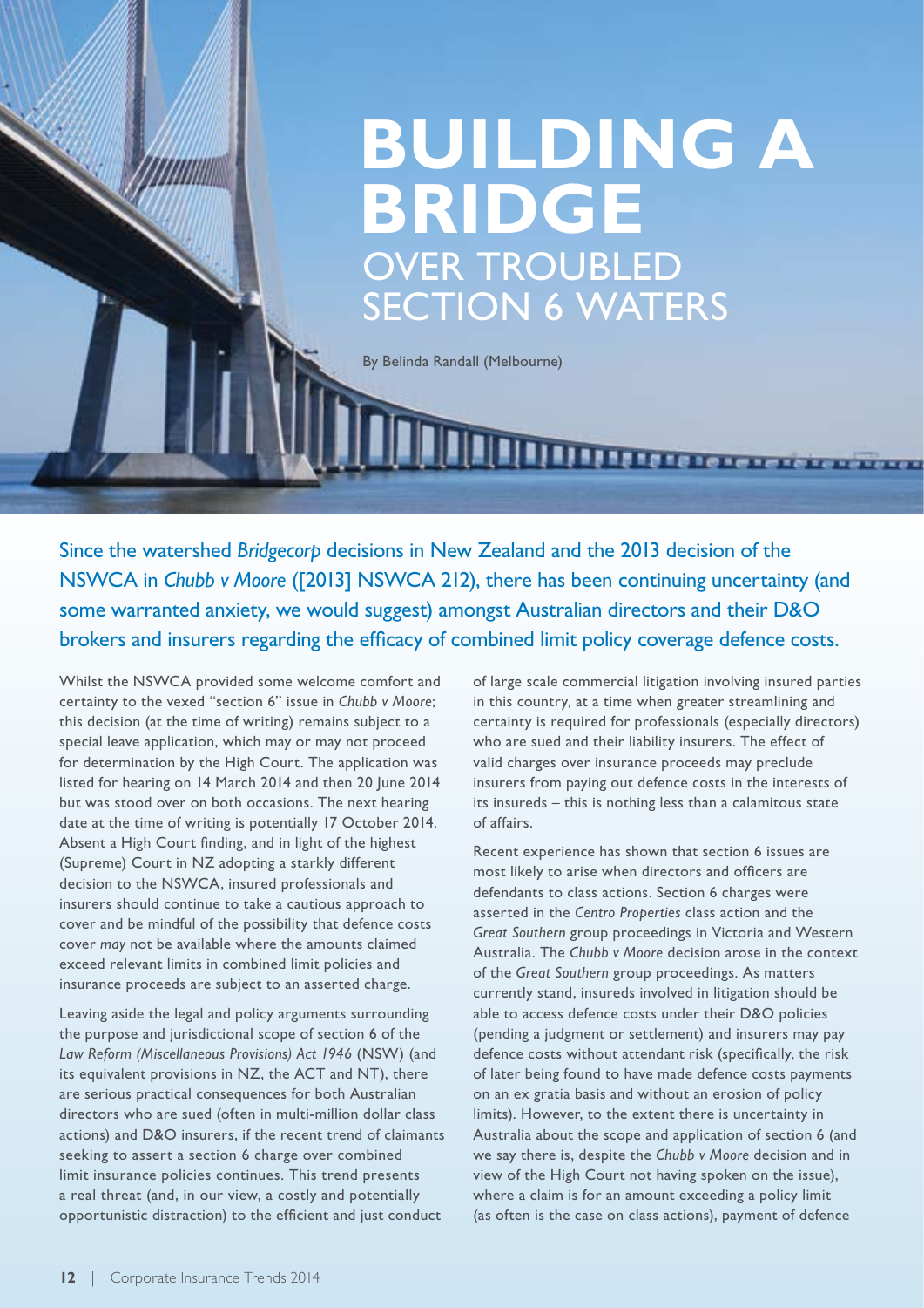# BUILDING A BRIDGE OVER TROUBLED SECTION 6 WATERS

By Belinda Randall (Melbourne)

Since the watershed *Bridgecorp* decisions in New Zealand and the 2013 decision of the NSWCA in *Chubb v Moore* ([2013] NSWCA 212), there has been continuing uncertainty (and some warranted anxiety, we would suggest) amongst Australian directors and their D&O brokers and insurers regarding the efficacy of combined limit policy coverage defence costs.

Whilst the NSWCA provided some welcome comfort and certainty to the vexed "section 6" issue in *Chubb v Moore*; this decision (at the time of writing) remains subject to a special leave application, which may or may not proceed for determination by the High Court. The application was listed for hearing on 14 March 2014 and then 20 June 2014 but was stood over on both occasions. The next hearing date at the time of writing is potentially 17 October 2014. Absent a High Court finding, and in light of the highest (Supreme) Court in NZ adopting a starkly different decision to the NSWCA, insured professionals and insurers should continue to take a cautious approach to cover and be mindful of the possibility that defence costs cover *may* not be available where the amounts claimed exceed relevant limits in combined limit policies and insurance proceeds are subject to an asserted charge.

Leaving aside the legal and policy arguments surrounding the purpose and jurisdictional scope of section 6 of the *Law Reform (Miscellaneous Provisions) Act 1946* (NSW) (and its equivalent provisions in NZ, the ACT and NT), there are serious practical consequences for both Australian directors who are sued (often in multi-million dollar class actions) and D&O insurers, if the recent trend of claimants seeking to assert a section 6 charge over combined limit insurance policies continues. This trend presents a real threat (and, in our view, a costly and potentially opportunistic distraction) to the efficient and just conduct of large scale commercial litigation involving insured parties in this country, at a time when greater streamlining and certainty is required for professionals (especially directors) who are sued and their liability insurers. The effect of valid charges over insurance proceeds may preclude insurers from paying out defence costs in the interests of its insureds – this is nothing less than a calamitous state of affairs.

Recent experience has shown that section 6 issues are most likely to arise when directors and officers are defendants to class actions. Section 6 charges were asserted in the *Centro Properties* class action and the *Great Southern* group proceedings in Victoria and Western Australia. The *Chubb v Moore* decision arose in the context of the *Great Southern* group proceedings. As matters currently stand, insureds involved in litigation should be able to access defence costs under their D&O policies (pending a judgment or settlement) and insurers may pay defence costs without attendant risk (specifically, the risk of later being found to have made defence costs payments on an ex gratia basis and without an erosion of policy limits). However, to the extent there is uncertainty in Australia about the scope and application of section 6 (and we say there is, despite the *Chubb v Moore* decision and in view of the High Court not having spoken on the issue), where a claim is for an amount exceeding a policy limit (as often is the case on class actions), payment of defence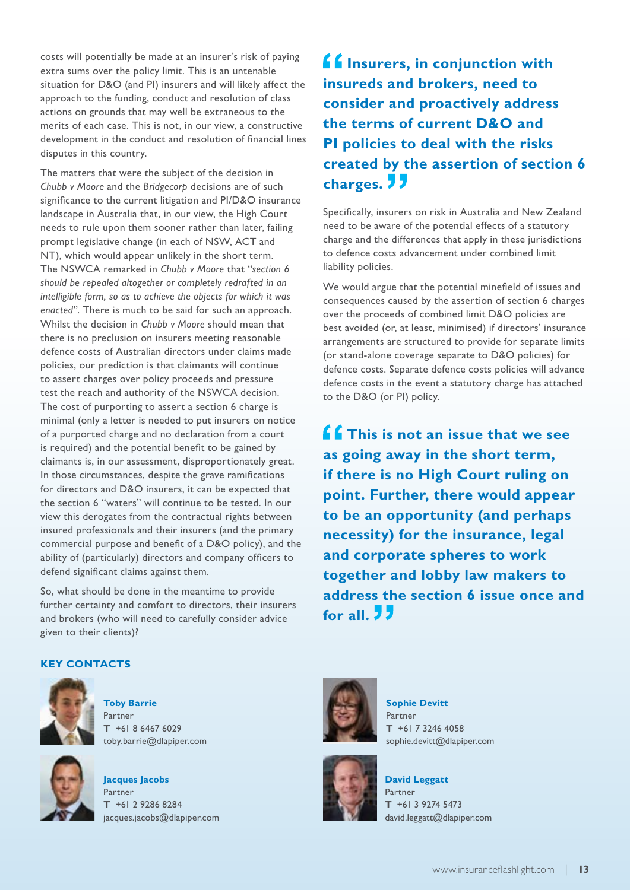costs will potentially be made at an insurer's risk of paying extra sums over the policy limit. This is an untenable situation for D&O (and PI) insurers and will likely affect the approach to the funding, conduct and resolution of class actions on grounds that may well be extraneous to the merits of each case. This is not, in our view, a constructive development in the conduct and resolution of financial lines disputes in this country.

The matters that were the subject of the decision in *Chubb v Moore* and the *Bridgecorp* decisions are of such significance to the current litigation and PI/D&O insurance landscape in Australia that, in our view, the High Court needs to rule upon them sooner rather than later, failing prompt legislative change (in each of NSW, ACT and NT), which would appear unlikely in the short term. The NSWCA remarked in *Chubb v Moore* that "*section 6 should be repealed altogether or completely redrafted in an intelligible form, so as to achieve the objects for which it was enacted*". There is much to be said for such an approach. Whilst the decision in *Chubb v Moore* should mean that there is no preclusion on insurers meeting reasonable defence costs of Australian directors under claims made policies, our prediction is that claimants will continue to assert charges over policy proceeds and pressure test the reach and authority of the NSWCA decision. The cost of purporting to assert a section 6 charge is minimal (only a letter is needed to put insurers on notice of a purported charge and no declaration from a court is required) and the potential benefit to be gained by claimants is, in our assessment, disproportionately great. In those circumstances, despite the grave ramifications for directors and D&O insurers, it can be expected that the section 6 "waters" will continue to be tested. In our view this derogates from the contractual rights between insured professionals and their insurers (and the primary commercial purpose and benefit of a D&O policy), and the ability of (particularly) directors and company officers to defend significant claims against them.

So, what should be done in the meantime to provide further certainty and comfort to directors, their insurers and brokers (who will need to carefully consider advice given to their clients)?

> **"Insurers, in conjunction with insureds and brokers, need to consider and proactively address the terms of current D&O and PI policies to deal with the risks created by the assertion of section 6 charges."**

Specifically, insurers on risk in Australia and New Zealand need to be aware of the potential effects of a statutory charge and the differences that apply in these jurisdictions to defence costs advancement under combined limit liability policies.

We would argue that the potential minefield of issues and consequences caused by the assertion of section 6 charges over the proceeds of combined limit D&O policies are best avoided (or, at least, minimised) if directors' insurance arrangements are structured to provide for separate limits (or stand-alone coverage separate to D&O policies) for defence costs. Separate defence costs policies will advance defence costs in the event a statutory charge has attached to the D&O (or PI) policy.

> **"This is not an issue that we see as going away in the short term, if there is no High Court ruling on point. Further, there would appear to be an opportunity (and perhaps necessity) for the insurance, legal and corporate spheres to work together and lobby law makers to address the section 6 issue once and for all."**

## KEY CONTACTS

**Toby Barrie**
Partner
**T** +61 8 6467 6029
toby.barrie@dlapiper.com

**Jacques Jacobs**
Partner
**T** +61 2 9286 8284
jacques.jacobs@dlapiper.com

**Sophie Devitt**
Partner
**T** +61 7 3246 4058
sophie.devitt@dlapiper.com

**David Leggatt**
Partner
**T** +61 3 9274 5473
david.leggatt@dlapiper.com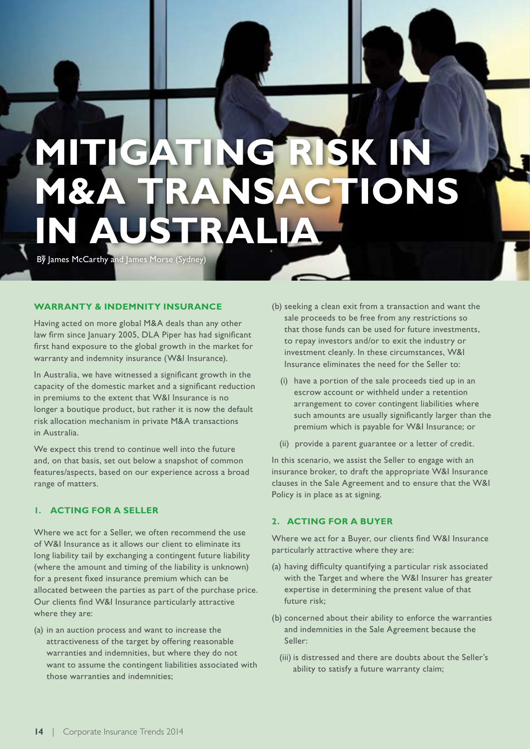# MITIGATING RISK IN M&A TRANSACTIONS IN AUSTRALIA

By James McCarthy and James Morse (Sydney)

## WARRANTY & INDEMNITY INSURANCE

Having acted on more global M&A deals than any other law firm since January 2005, DLA Piper has had significant first hand exposure to the global growth in the market for warranty and indemnity insurance (W&I Insurance).

In Australia, we have witnessed a significant growth in the capacity of the domestic market and a significant reduction in premiums to the extent that W&I Insurance is no longer a boutique product, but rather it is now the default risk allocation mechanism in private M&A transactions in Australia.

We expect this trend to continue well into the future and, on that basis, set out below a snapshot of common features/aspects, based on our experience across a broad range of matters.

### 1. ACTING FOR A SELLER

Where we act for a Seller, we often recommend the use of W&I Insurance as it allows our client to eliminate its long liability tail by exchanging a contingent future liability (where the amount and timing of the liability is unknown) for a present fixed insurance premium which can be allocated between the parties as part of the purchase price. Our clients find W&I Insurance particularly attractive where they are:

(a) in an auction process and want to increase the attractiveness of the target by offering reasonable warranties and indemnities, but where they do not want to assume the contingent liabilities associated with those warranties and indemnities;

(b) seeking a clean exit from a transaction and want the sale proceeds to be free from any restrictions so that those funds can be used for future investments, to repay investors and/or to exit the industry or investment cleanly. In these circumstances, W&I Insurance eliminates the need for the Seller to:

  (i) have a portion of the sale proceeds tied up in an escrow account or withheld under a retention arrangement to cover contingent liabilities where such amounts are usually significantly larger than the premium which is payable for W&I Insurance; or

  (ii) provide a parent guarantee or a letter of credit.

In this scenario, we assist the Seller to engage with an insurance broker, to draft the appropriate W&I Insurance clauses in the Sale Agreement and to ensure that the W&I Policy is in place as at signing.

### 2. ACTING FOR A BUYER

Where we act for a Buyer, our clients find W&I Insurance particularly attractive where they are:

(a) having difficulty quantifying a particular risk associated with the Target and where the W&I Insurer has greater expertise in determining the present value of that future risk;

(b) concerned about their ability to enforce the warranties and indemnities in the Sale Agreement because the Seller:

  (iii) is distressed and there are doubts about the Seller's ability to satisfy a future warranty claim;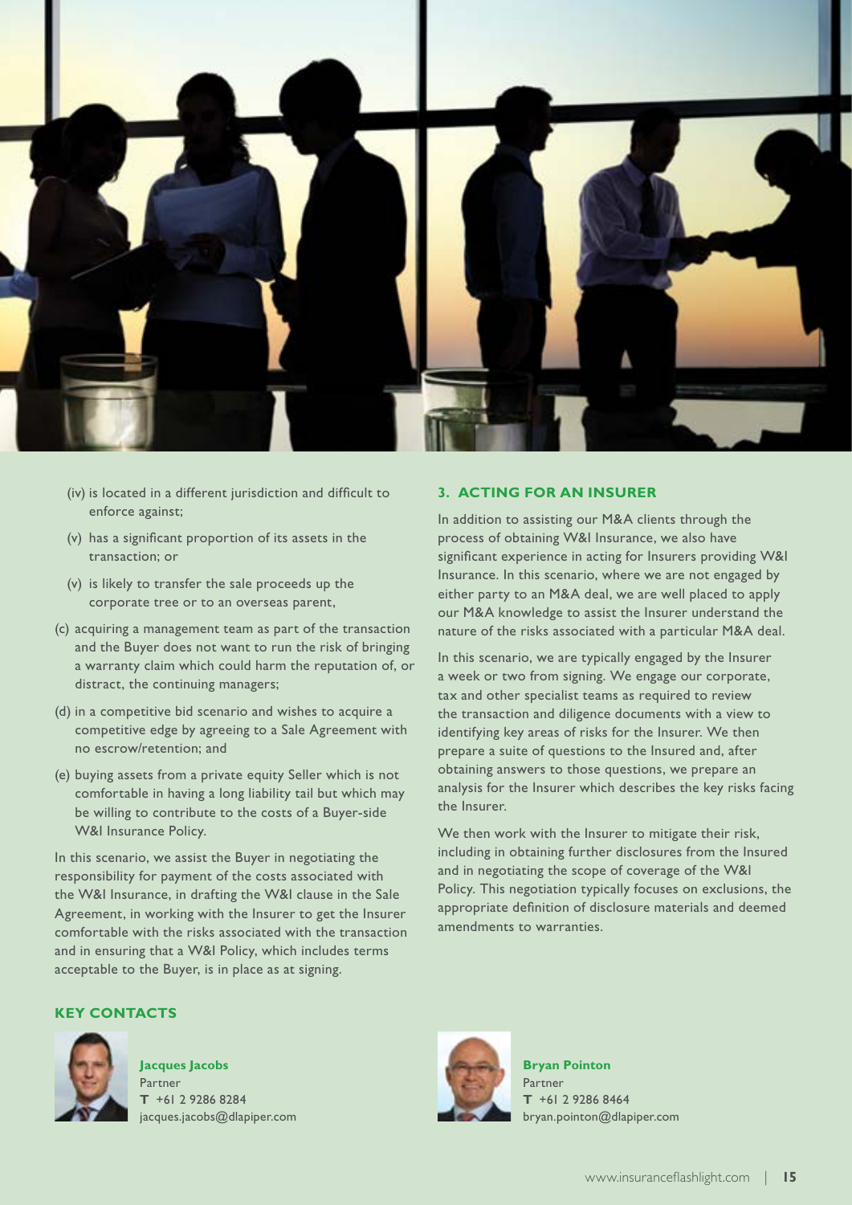(iv) is located in a different jurisdiction and difficult to enforce against;

(v) has a significant proportion of its assets in the transaction; or

(v) is likely to transfer the sale proceeds up the corporate tree or to an overseas parent,

(c) acquiring a management team as part of the transaction and the Buyer does not want to run the risk of bringing a warranty claim which could harm the reputation of, or distract, the continuing managers;

(d) in a competitive bid scenario and wishes to acquire a competitive edge by agreeing to a Sale Agreement with no escrow/retention; and

(e) buying assets from a private equity Seller which is not comfortable in having a long liability tail but which may be willing to contribute to the costs of a Buyer-side W&I Insurance Policy.

In this scenario, we assist the Buyer in negotiating the responsibility for payment of the costs associated with the W&I Insurance, in drafting the W&I clause in the Sale Agreement, in working with the Insurer to get the Insurer comfortable with the risks associated with the transaction and in ensuring that a W&I Policy, which includes terms acceptable to the Buyer, is in place as at signing.

## 3. ACTING FOR AN INSURER

In addition to assisting our M&A clients through the process of obtaining W&I Insurance, we also have significant experience in acting for Insurers providing W&I Insurance. In this scenario, where we are not engaged by either party to an M&A deal, we are well placed to apply our M&A knowledge to assist the Insurer understand the nature of the risks associated with a particular M&A deal.

In this scenario, we are typically engaged by the Insurer a week or two from signing. We engage our corporate, tax and other specialist teams as required to review the transaction and diligence documents with a view to identifying key areas of risks for the Insurer. We then prepare a suite of questions to the Insured and, after obtaining answers to those questions, we prepare an analysis for the Insurer which describes the key risks facing the Insurer.

We then work with the Insurer to mitigate their risk, including in obtaining further disclosures from the Insured and in negotiating the scope of coverage of the W&I Policy. This negotiation typically focuses on exclusions, the appropriate definition of disclosure materials and deemed amendments to warranties.

## KEY CONTACTS

**Jacques Jacobs**
Partner
**T** +61 2 9286 8284
jacques.jacobs@dlapiper.com

**Bryan Pointon**
Partner
**T** +61 2 9286 8464
bryan.pointon@dlapiper.com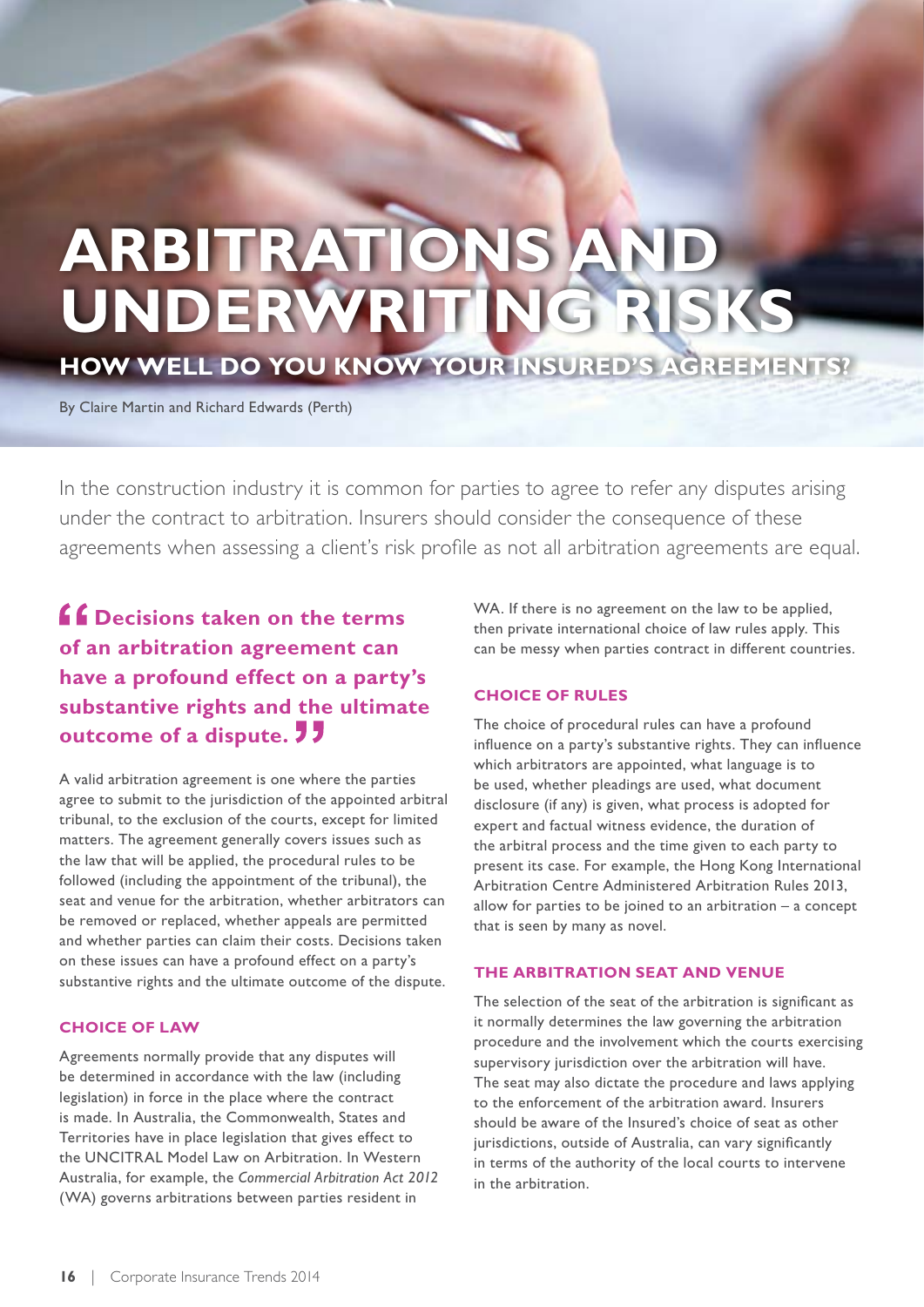# ARBITRATIONS AND UNDERWRITING RISKS

## HOW WELL DO YOU KNOW YOUR INSURED'S AGREEMENTS?

By Claire Martin and Richard Edwards (Perth)

In the construction industry it is common for parties to agree to refer any disputes arising under the contract to arbitration. Insurers should consider the consequence of these agreements when assessing a client's risk profile as not all arbitration agreements are equal.

> **"Decisions taken on the terms of an arbitration agreement can have a profound effect on a party's substantive rights and the ultimate outcome of a dispute."**

A valid arbitration agreement is one where the parties agree to submit to the jurisdiction of the appointed arbitral tribunal, to the exclusion of the courts, except for limited matters. The agreement generally covers issues such as the law that will be applied, the procedural rules to be followed (including the appointment of the tribunal), the seat and venue for the arbitration, whether arbitrators can be removed or replaced, whether appeals are permitted and whether parties can claim their costs. Decisions taken on these issues can have a profound effect on a party's substantive rights and the ultimate outcome of the dispute.

### CHOICE OF LAW

Agreements normally provide that any disputes will be determined in accordance with the law (including legislation) in force in the place where the contract is made. In Australia, the Commonwealth, States and Territories have in place legislation that gives effect to the UNCITRAL Model Law on Arbitration. In Western Australia, for example, the *Commercial Arbitration Act 2012* (WA) governs arbitrations between parties resident in WA. If there is no agreement on the law to be applied, then private international choice of law rules apply. This can be messy when parties contract in different countries.

### CHOICE OF RULES

The choice of procedural rules can have a profound influence on a party's substantive rights. They can influence which arbitrators are appointed, what language is to be used, whether pleadings are used, what document disclosure (if any) is given, what process is adopted for expert and factual witness evidence, the duration of the arbitral process and the time given to each party to present its case. For example, the Hong Kong International Arbitration Centre Administered Arbitration Rules 2013, allow for parties to be joined to an arbitration – a concept that is seen by many as novel.

### THE ARBITRATION SEAT AND VENUE

The selection of the seat of the arbitration is significant as it normally determines the law governing the arbitration procedure and the involvement which the courts exercising supervisory jurisdiction over the arbitration will have. The seat may also dictate the procedure and laws applying to the enforcement of the arbitration award. Insurers should be aware of the Insured's choice of seat as other jurisdictions, outside of Australia, can vary significantly in terms of the authority of the local courts to intervene in the arbitration.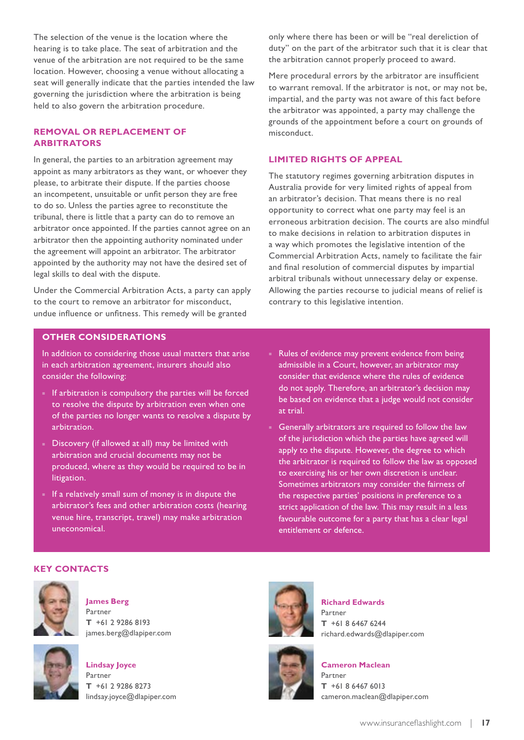The selection of the venue is the location where the hearing is to take place. The seat of arbitration and the venue of the arbitration are not required to be the same location. However, choosing a venue without allocating a seat will generally indicate that the parties intended the law governing the jurisdiction where the arbitration is being held to also govern the arbitration procedure.

## REMOVAL OR REPLACEMENT OF ARBITRATORS

In general, the parties to an arbitration agreement may appoint as many arbitrators as they want, or whoever they please, to arbitrate their dispute. If the parties choose an incompetent, unsuitable or unfit person they are free to do so. Unless the parties agree to reconstitute the tribunal, there is little that a party can do to remove an arbitrator once appointed. If the parties cannot agree on an arbitrator then the appointing authority nominated under the agreement will appoint an arbitrator. The arbitrator appointed by the authority may not have the desired set of legal skills to deal with the dispute.

Under the Commercial Arbitration Acts, a party can apply to the court to remove an arbitrator for misconduct, undue influence or unfitness. This remedy will be granted only where there has been or will be "real dereliction of duty" on the part of the arbitrator such that it is clear that the arbitration cannot properly proceed to award.

Mere procedural errors by the arbitrator are insufficient to warrant removal. If the arbitrator is not, or may not be, impartial, and the party was not aware of this fact before the arbitrator was appointed, a party may challenge the grounds of the appointment before a court on grounds of misconduct.

## LIMITED RIGHTS OF APPEAL

The statutory regimes governing arbitration disputes in Australia provide for very limited rights of appeal from an arbitrator's decision. That means there is no real opportunity to correct what one party may feel is an erroneous arbitration decision. The courts are also mindful to make decisions in relation to arbitration disputes in a way which promotes the legislative intention of the Commercial Arbitration Acts, namely to facilitate the fair and final resolution of commercial disputes by impartial arbitral tribunals without unnecessary delay or expense. Allowing the parties recourse to judicial means of relief is contrary to this legislative intention.

## OTHER CONSIDERATIONS

In addition to considering those usual matters that arise in each arbitration agreement, insurers should also consider the following:

- If arbitration is compulsory the parties will be forced to resolve the dispute by arbitration even when one of the parties no longer wants to resolve a dispute by arbitration.
- Discovery (if allowed at all) may be limited with arbitration and crucial documents may not be produced, where as they would be required to be in litigation.
- If a relatively small sum of money is in dispute the arbitrator's fees and other arbitration costs (hearing venue hire, transcript, travel) may make arbitration uneconomical.
- Rules of evidence may prevent evidence from being admissible in a Court, however, an arbitrator may consider that evidence where the rules of evidence do not apply. Therefore, an arbitrator's decision may be based on evidence that a judge would not consider at trial.
- Generally arbitrators are required to follow the law of the jurisdiction which the parties have agreed will apply to the dispute. However, the degree to which the arbitrator is required to follow the law as opposed to exercising his or her own discretion is unclear. Sometimes arbitrators may consider the fairness of the respective parties' positions in preference to a strict application of the law. This may result in a less favourable outcome for a party that has a clear legal entitlement or defence.

## KEY CONTACTS

**James Berg**
Partner
T +61 2 9286 8193
james.berg@dlapiper.com

**Lindsay Joyce**
Partner
T +61 2 9286 8273
lindsay.joyce@dlapiper.com

**Richard Edwards**
Partner
T +61 8 6467 6244
richard.edwards@dlapiper.com

**Cameron Maclean**
Partner
T +61 8 6467 6013
cameron.maclean@dlapiper.com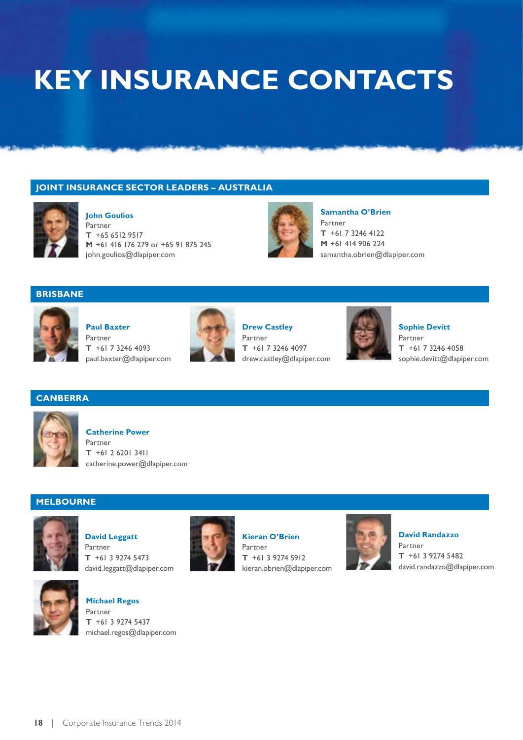# KEY INSURANCE CONTACTS

## JOINT INSURANCE SECTOR LEADERS – AUSTRALIA

**John Goulios**
Partner
**T** +65 6512 9517
**M** +61 416 176 279 or +65 91 875 245
john.goulios@dlapiper.com

**Samantha O'Brien**
Partner
**T** +61 7 3246 4122
**M** +61 414 906 224
samantha.obrien@dlapiper.com

## BRISBANE

**Paul Baxter**
Partner
**T** +61 7 3246 4093
paul.baxter@dlapiper.com

**Drew Castley**
Partner
**T** +61 7 3246 4097
drew.castley@dlapiper.com

**Sophie Devitt**
Partner
**T** +61 7 3246 4058
sophie.devitt@dlapiper.com

## CANBERRA

**Catherine Power**
Partner
**T** +61 2 6201 3411
catherine.power@dlapiper.com

## MELBOURNE

**David Leggatt**
Partner
**T** +61 3 9274 5473
david.leggatt@dlapiper.com

**Kieran O'Brien**
Partner
**T** +61 3 9274 5912
kieran.obrien@dlapiper.com

**David Randazzo**
Partner
**T** +61 3 9274 5482
david.randazzo@dlapiper.com

**Michael Regos**
Partner
**T** +61 3 9274 5437
michael.regos@dlapiper.com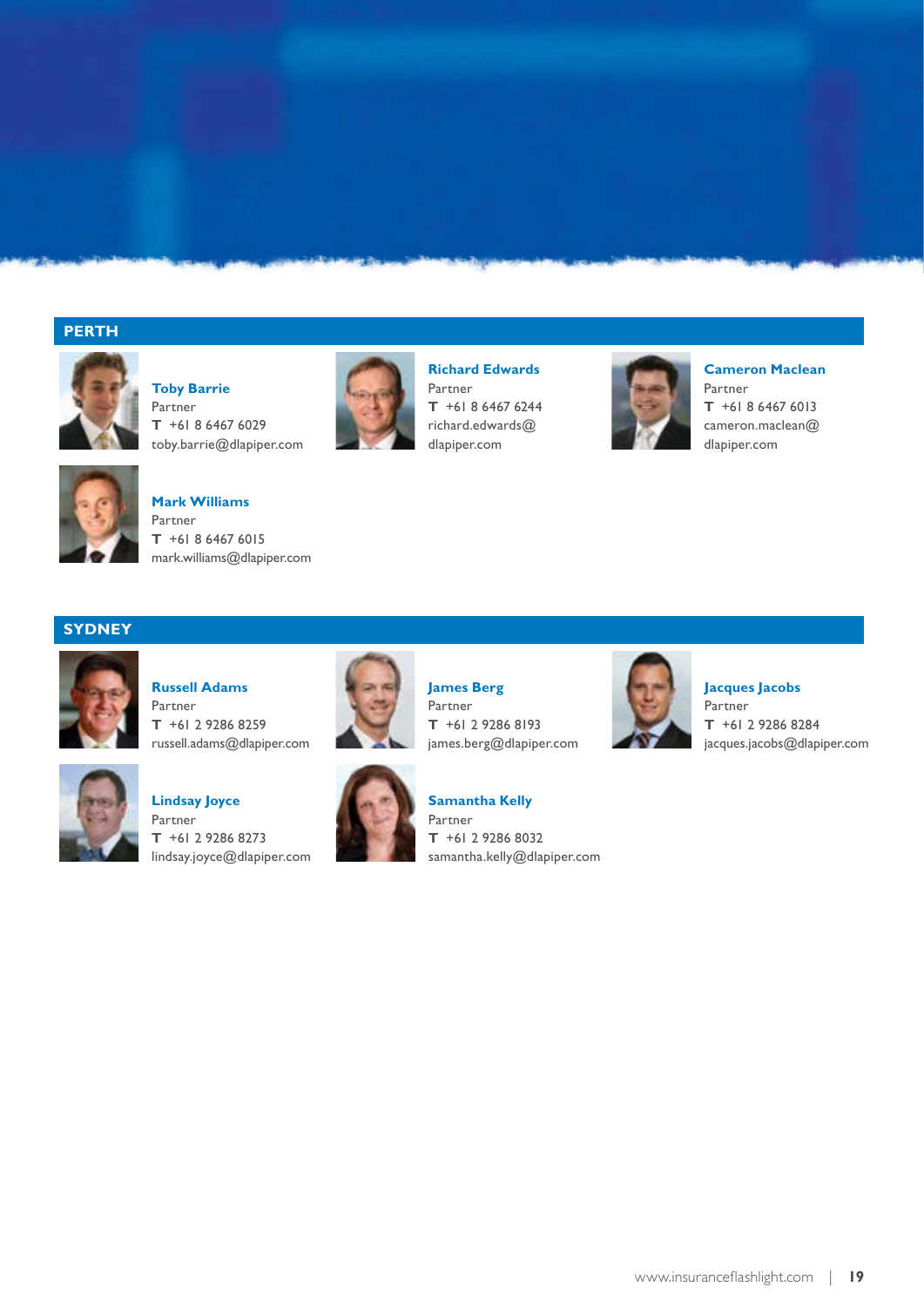## PERTH

**Toby Barrie**
Partner
**T** +61 8 6467 6029
toby.barrie@dlapiper.com

**Richard Edwards**
Partner
**T** +61 8 6467 6244
richard.edwards@dlapiper.com

**Cameron Maclean**
Partner
**T** +61 8 6467 6013
cameron.maclean@dlapiper.com

**Mark Williams**
Partner
**T** +61 8 6467 6015
mark.williams@dlapiper.com

## SYDNEY

**Russell Adams**
Partner
**T** +61 2 9286 8259
russell.adams@dlapiper.com

**James Berg**
Partner
**T** +61 2 9286 8193
james.berg@dlapiper.com

**Jacques Jacobs**
Partner
**T** +61 2 9286 8284
jacques.jacobs@dlapiper.com

**Lindsay Joyce**
Partner
**T** +61 2 9286 8273
lindsay.joyce@dlapiper.com

**Samantha Kelly**
Partner
**T** +61 2 9286 8032
samantha.kelly@dlapiper.com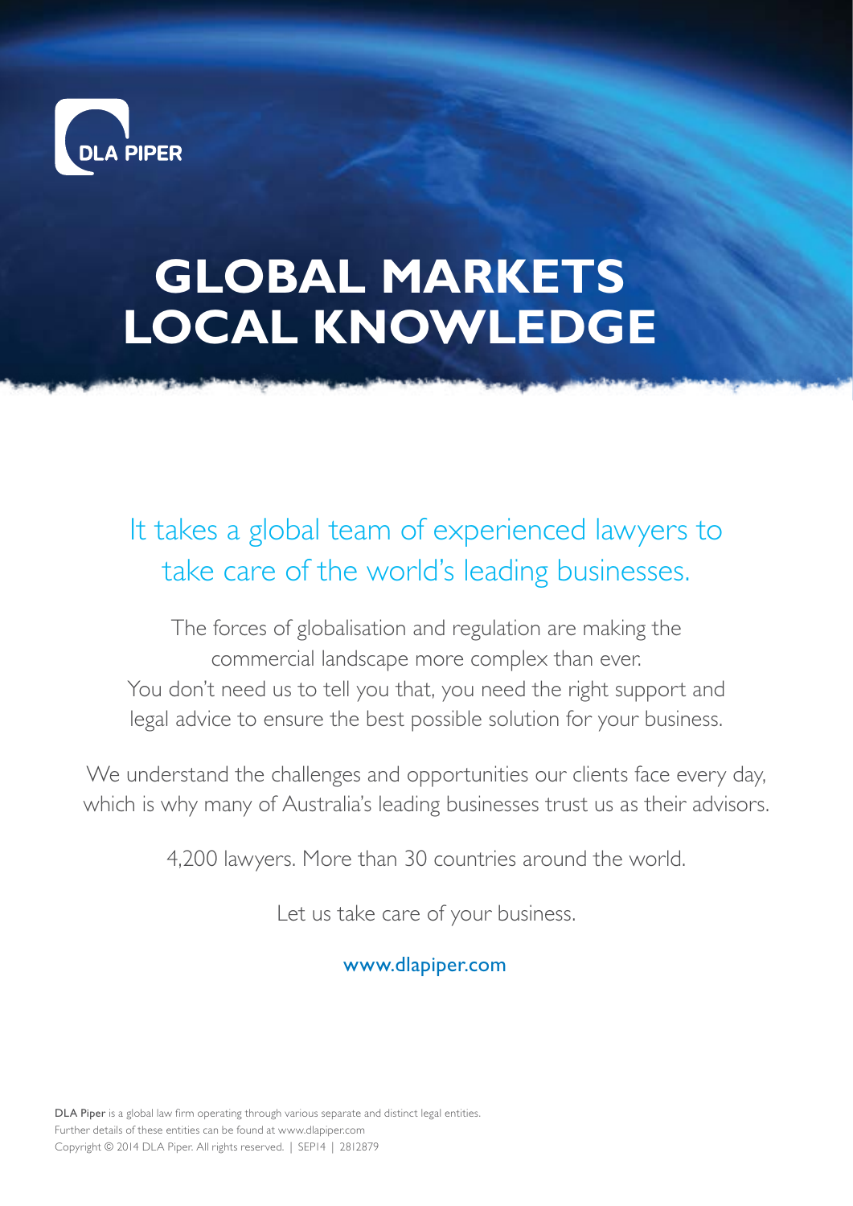DLA PIPER

# GLOBAL MARKETS LOCAL KNOWLEDGE

## It takes a global team of experienced lawyers to take care of the world's leading businesses.

The forces of globalisation and regulation are making the commercial landscape more complex than ever.
You don't need us to tell you that, you need the right support and legal advice to ensure the best possible solution for your business.

We understand the challenges and opportunities our clients face every day, which is why many of Australia's leading businesses trust us as their advisors.

4,200 lawyers. More than 30 countries around the world.

Let us take care of your business.

www.dlapiper.com

DLA Piper is a global law firm operating through various separate and distinct legal entities.
Further details of these entities can be found at www.dlapiper.com
Copyright © 2014 DLA Piper. All rights reserved. | SEP14 | 2812879